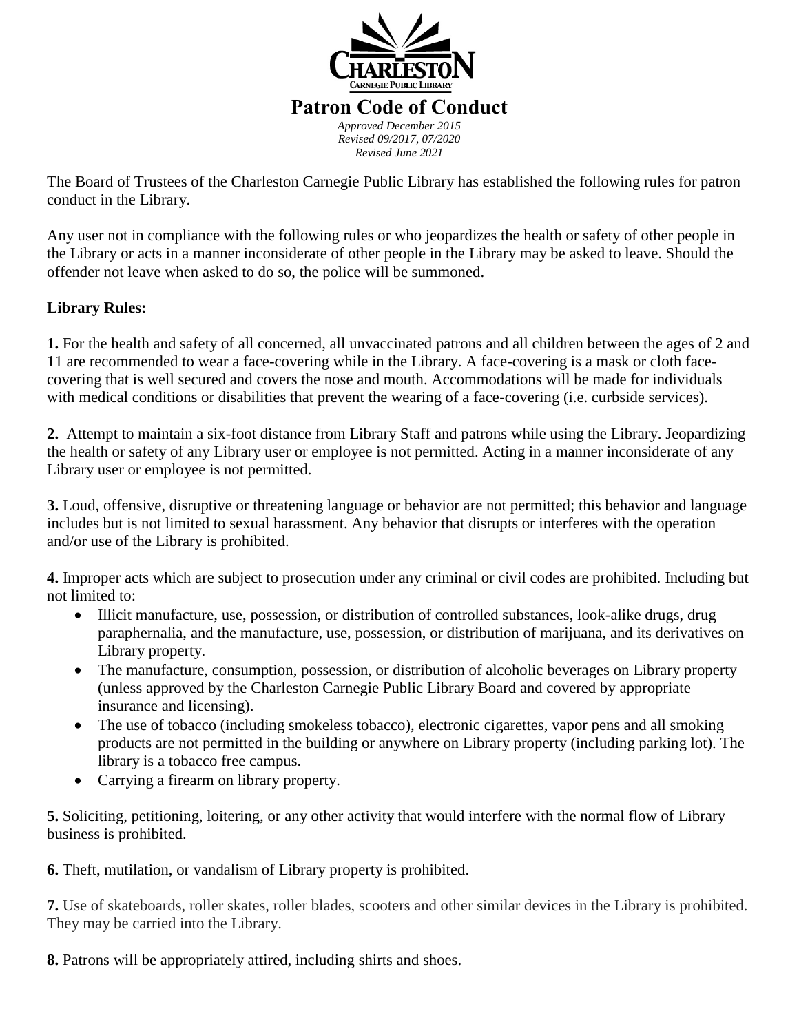# Patron Code of Conduct

*Approved December 2015*
*Revised 09/2017, 07/2020*
*Revised June 2021*

The Board of Trustees of the Charleston Carnegie Public Library has established the following rules for patron conduct in the Library.

Any user not in compliance with the following rules or who jeopardizes the health or safety of other people in the Library or acts in a manner inconsiderate of other people in the Library may be asked to leave. Should the offender not leave when asked to do so, the police will be summoned.

**Library Rules:**

**1.** For the health and safety of all concerned, all unvaccinated patrons and all children between the ages of 2 and 11 are recommended to wear a face-covering while in the Library. A face-covering is a mask or cloth face-covering that is well secured and covers the nose and mouth. Accommodations will be made for individuals with medical conditions or disabilities that prevent the wearing of a face-covering (i.e. curbside services).

**2.** Attempt to maintain a six-foot distance from Library Staff and patrons while using the Library. Jeopardizing the health or safety of any Library user or employee is not permitted. Acting in a manner inconsiderate of any Library user or employee is not permitted.

**3.** Loud, offensive, disruptive or threatening language or behavior are not permitted; this behavior and language includes but is not limited to sexual harassment. Any behavior that disrupts or interferes with the operation and/or use of the Library is prohibited.

**4.** Improper acts which are subject to prosecution under any criminal or civil codes are prohibited. Including but not limited to:

- Illicit manufacture, use, possession, or distribution of controlled substances, look-alike drugs, drug paraphernalia, and the manufacture, use, possession, or distribution of marijuana, and its derivatives on Library property.
- The manufacture, consumption, possession, or distribution of alcoholic beverages on Library property (unless approved by the Charleston Carnegie Public Library Board and covered by appropriate insurance and licensing).
- The use of tobacco (including smokeless tobacco), electronic cigarettes, vapor pens and all smoking products are not permitted in the building or anywhere on Library property (including parking lot). The library is a tobacco free campus.
- Carrying a firearm on library property.

**5.** Soliciting, petitioning, loitering, or any other activity that would interfere with the normal flow of Library business is prohibited.

**6.** Theft, mutilation, or vandalism of Library property is prohibited.

**7.** Use of skateboards, roller skates, roller blades, scooters and other similar devices in the Library is prohibited. They may be carried into the Library.

**8.** Patrons will be appropriately attired, including shirts and shoes.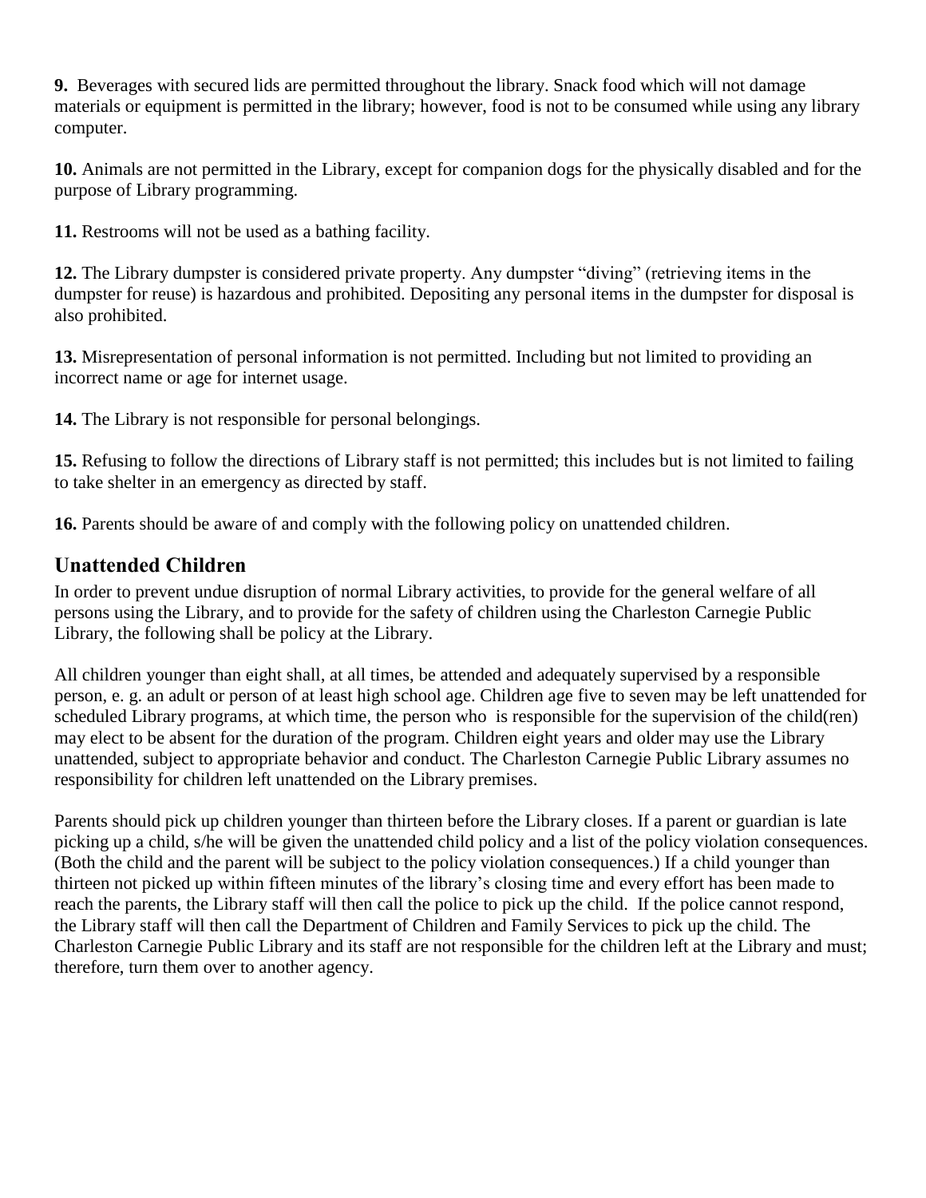**9.** Beverages with secured lids are permitted throughout the library. Snack food which will not damage materials or equipment is permitted in the library; however, food is not to be consumed while using any library computer.

**10.** Animals are not permitted in the Library, except for companion dogs for the physically disabled and for the purpose of Library programming.

**11.** Restrooms will not be used as a bathing facility.

**12.** The Library dumpster is considered private property. Any dumpster "diving" (retrieving items in the dumpster for reuse) is hazardous and prohibited. Depositing any personal items in the dumpster for disposal is also prohibited.

**13.** Misrepresentation of personal information is not permitted. Including but not limited to providing an incorrect name or age for internet usage.

**14.** The Library is not responsible for personal belongings.

**15.** Refusing to follow the directions of Library staff is not permitted; this includes but is not limited to failing to take shelter in an emergency as directed by staff.

**16.** Parents should be aware of and comply with the following policy on unattended children.

## Unattended Children

In order to prevent undue disruption of normal Library activities, to provide for the general welfare of all persons using the Library, and to provide for the safety of children using the Charleston Carnegie Public Library, the following shall be policy at the Library.

All children younger than eight shall, at all times, be attended and adequately supervised by a responsible person, e. g. an adult or person of at least high school age. Children age five to seven may be left unattended for scheduled Library programs, at which time, the person who is responsible for the supervision of the child(ren) may elect to be absent for the duration of the program. Children eight years and older may use the Library unattended, subject to appropriate behavior and conduct. The Charleston Carnegie Public Library assumes no responsibility for children left unattended on the Library premises.

Parents should pick up children younger than thirteen before the Library closes. If a parent or guardian is late picking up a child, s/he will be given the unattended child policy and a list of the policy violation consequences. (Both the child and the parent will be subject to the policy violation consequences.) If a child younger than thirteen not picked up within fifteen minutes of the library's closing time and every effort has been made to reach the parents, the Library staff will then call the police to pick up the child. If the police cannot respond, the Library staff will then call the Department of Children and Family Services to pick up the child. The Charleston Carnegie Public Library and its staff are not responsible for the children left at the Library and must; therefore, turn them over to another agency.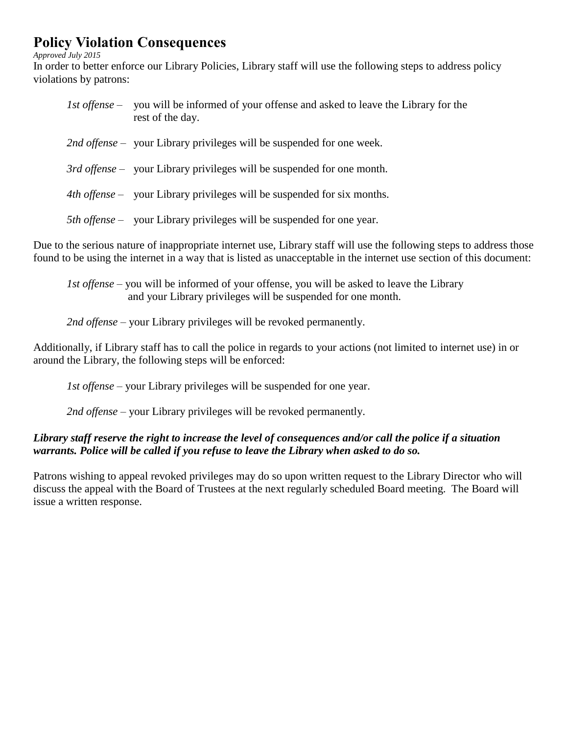# Policy Violation Consequences

*Approved July 2015*

In order to better enforce our Library Policies, Library staff will use the following steps to address policy violations by patrons:

*1st offense* – you will be informed of your offense and asked to leave the Library for the rest of the day.

*2nd offense* – your Library privileges will be suspended for one week.

*3rd offense* – your Library privileges will be suspended for one month.

*4th offense* – your Library privileges will be suspended for six months.

*5th offense* – your Library privileges will be suspended for one year.

Due to the serious nature of inappropriate internet use, Library staff will use the following steps to address those found to be using the internet in a way that is listed as unacceptable in the internet use section of this document:

*1st offense* – you will be informed of your offense, you will be asked to leave the Library and your Library privileges will be suspended for one month.

*2nd offense* – your Library privileges will be revoked permanently.

Additionally, if Library staff has to call the police in regards to your actions (not limited to internet use) in or around the Library, the following steps will be enforced:

*1st offense* – your Library privileges will be suspended for one year.

*2nd offense* – your Library privileges will be revoked permanently.

***Library staff reserve the right to increase the level of consequences and/or call the police if a situation warrants. Police will be called if you refuse to leave the Library when asked to do so.***

Patrons wishing to appeal revoked privileges may do so upon written request to the Library Director who will discuss the appeal with the Board of Trustees at the next regularly scheduled Board meeting. The Board will issue a written response.